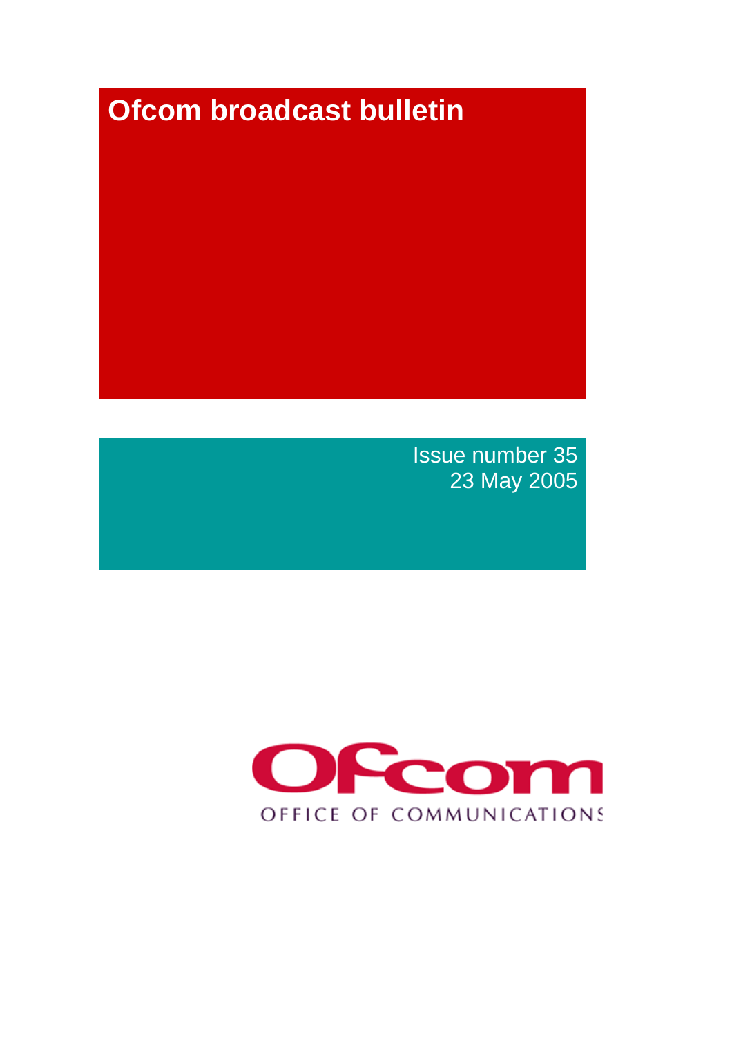# Ofcom broadcast bulletin

Issue number 35
23 May 2005

OFFICE OF COMMUNICATIONS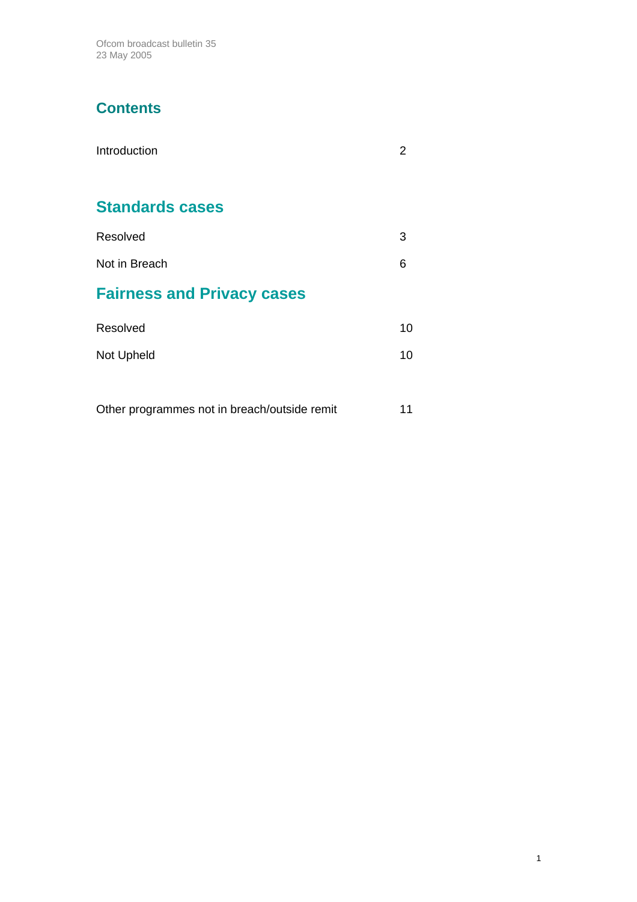Ofcom broadcast bulletin 35
23 May 2005

## Contents

| | |
|---|---|
| Introduction | 2 |

## Standards cases

| | |
|---|---|
| Resolved | 3 |
| Not in Breach | 6 |

## Fairness and Privacy cases

| | |
|---|---|
| Resolved | 10 |
| Not Upheld | 10 |
| | |
| Other programmes not in breach/outside remit | 11 |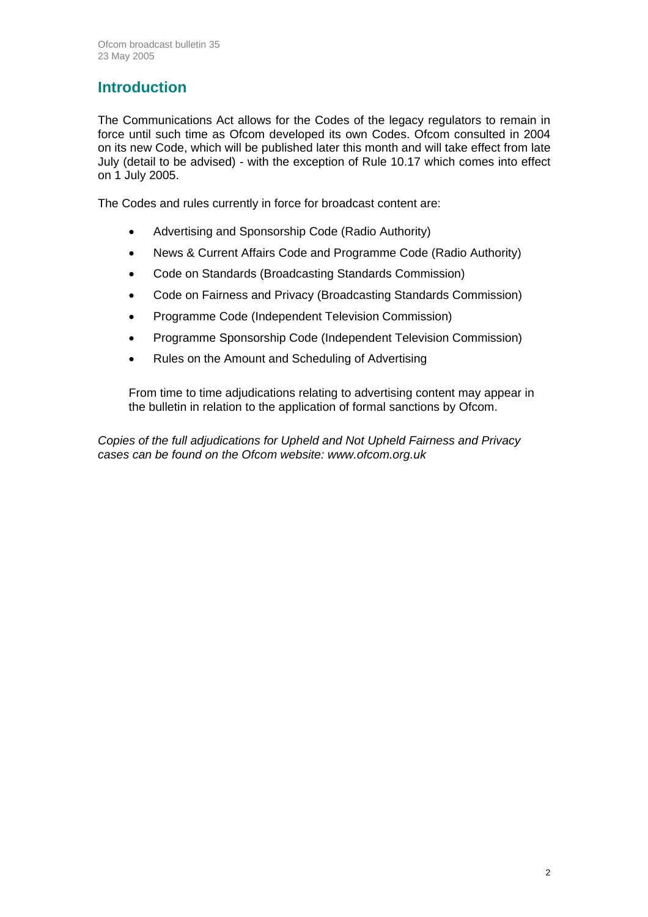## Introduction

The Communications Act allows for the Codes of the legacy regulators to remain in force until such time as Ofcom developed its own Codes. Ofcom consulted in 2004 on its new Code, which will be published later this month and will take effect from late July (detail to be advised) - with the exception of Rule 10.17 which comes into effect on 1 July 2005.

The Codes and rules currently in force for broadcast content are:

- Advertising and Sponsorship Code (Radio Authority)
- News & Current Affairs Code and Programme Code (Radio Authority)
- Code on Standards (Broadcasting Standards Commission)
- Code on Fairness and Privacy (Broadcasting Standards Commission)
- Programme Code (Independent Television Commission)
- Programme Sponsorship Code (Independent Television Commission)
- Rules on the Amount and Scheduling of Advertising

From time to time adjudications relating to advertising content may appear in the bulletin in relation to the application of formal sanctions by Ofcom.

*Copies of the full adjudications for Upheld and Not Upheld Fairness and Privacy cases can be found on the Ofcom website: www.ofcom.org.uk*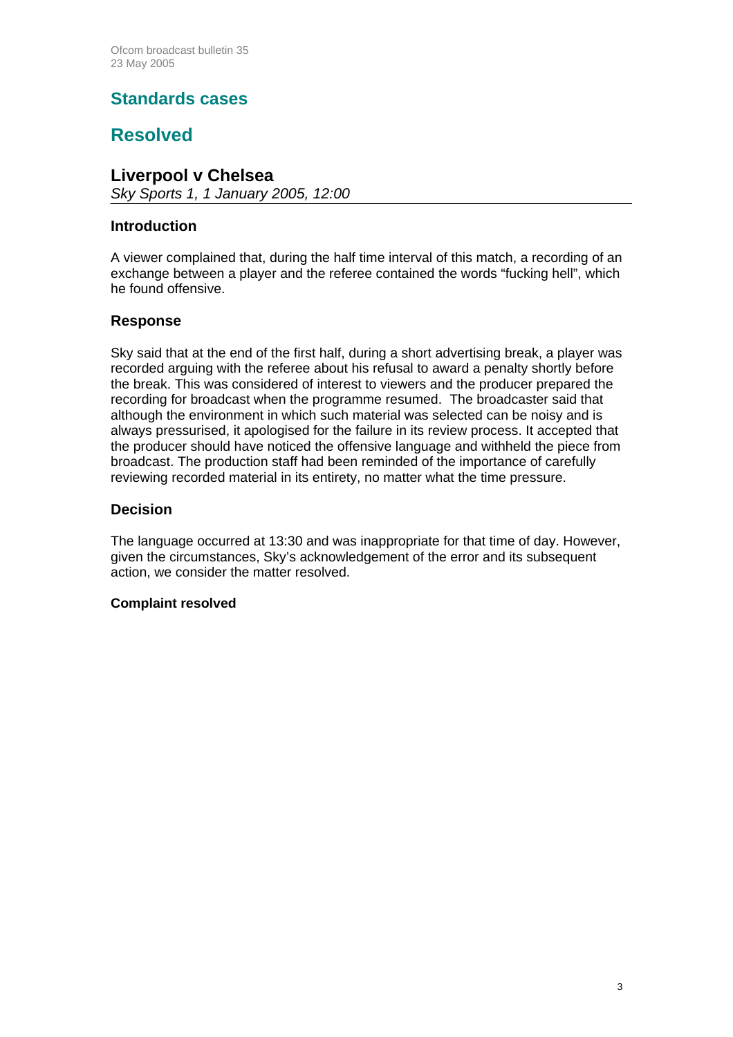## Standards cases

## Resolved

### Liverpool v Chelsea

*Sky Sports 1, 1 January 2005, 12:00*

#### Introduction

A viewer complained that, during the half time interval of this match, a recording of an exchange between a player and the referee contained the words "fucking hell", which he found offensive.

#### Response

Sky said that at the end of the first half, during a short advertising break, a player was recorded arguing with the referee about his refusal to award a penalty shortly before the break. This was considered of interest to viewers and the producer prepared the recording for broadcast when the programme resumed. The broadcaster said that although the environment in which such material was selected can be noisy and is always pressurised, it apologised for the failure in its review process. It accepted that the producer should have noticed the offensive language and withheld the piece from broadcast. The production staff had been reminded of the importance of carefully reviewing recorded material in its entirety, no matter what the time pressure.

#### Decision

The language occurred at 13:30 and was inappropriate for that time of day. However, given the circumstances, Sky's acknowledgement of the error and its subsequent action, we consider the matter resolved.

**Complaint resolved**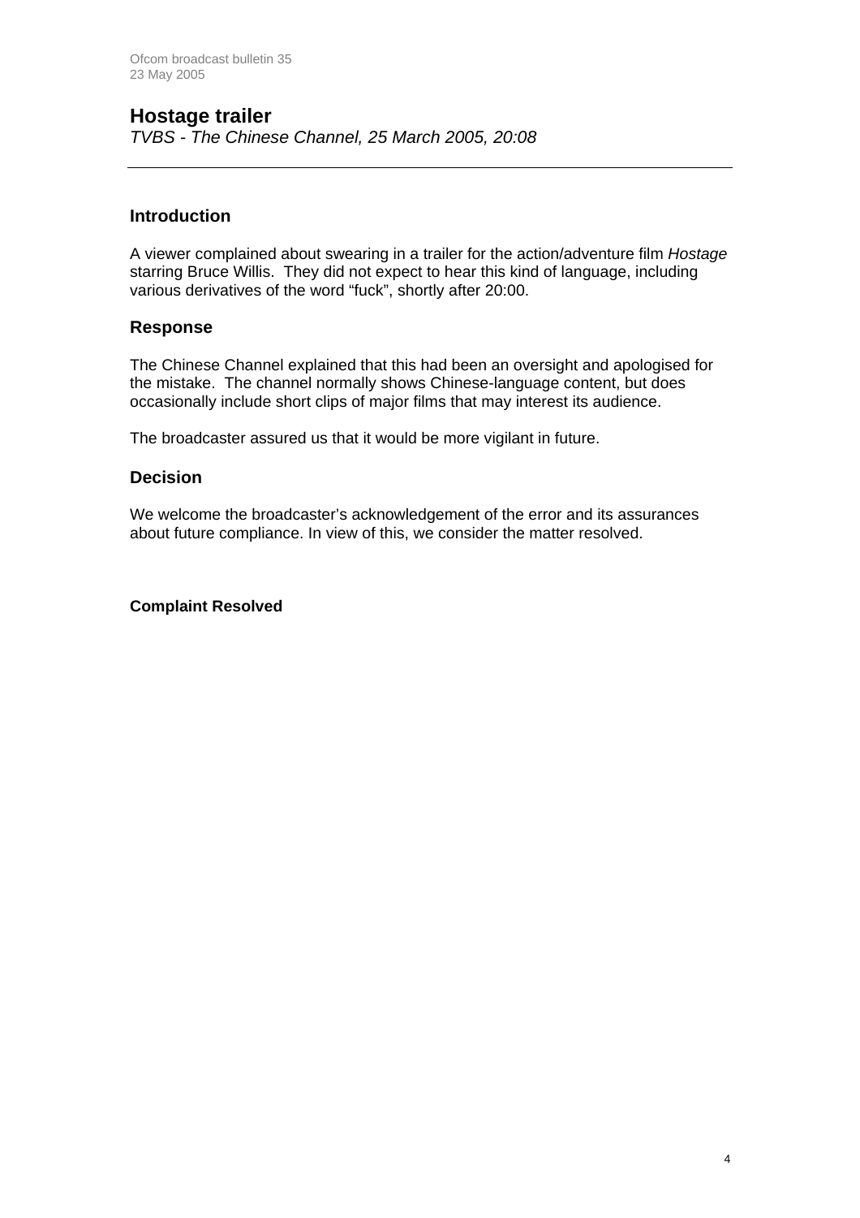## Hostage trailer

*TVBS - The Chinese Channel, 25 March 2005, 20:08*

---

### Introduction

A viewer complained about swearing in a trailer for the action/adventure film *Hostage* starring Bruce Willis. They did not expect to hear this kind of language, including various derivatives of the word "fuck", shortly after 20:00.

### Response

The Chinese Channel explained that this had been an oversight and apologised for the mistake. The channel normally shows Chinese-language content, but does occasionally include short clips of major films that may interest its audience.

The broadcaster assured us that it would be more vigilant in future.

### Decision

We welcome the broadcaster's acknowledgement of the error and its assurances about future compliance. In view of this, we consider the matter resolved.

**Complaint Resolved**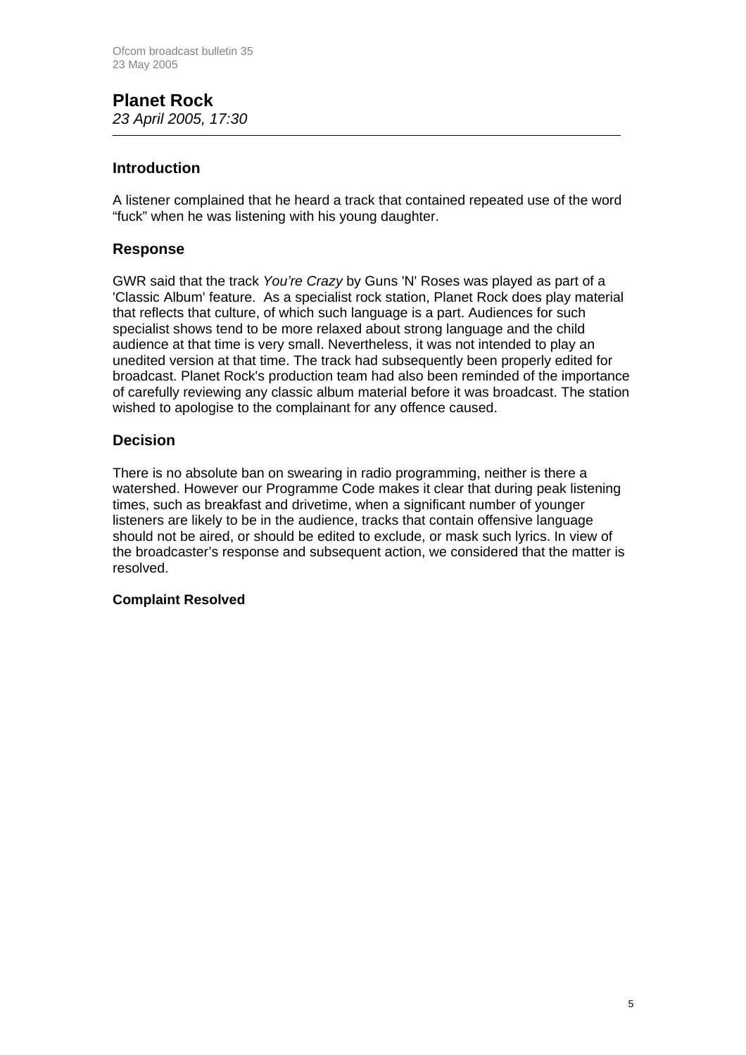## Planet Rock

*23 April 2005, 17:30*

---

### Introduction

A listener complained that he heard a track that contained repeated use of the word "fuck" when he was listening with his young daughter.

### Response

GWR said that the track *You're Crazy* by Guns 'N' Roses was played as part of a 'Classic Album' feature. As a specialist rock station, Planet Rock does play material that reflects that culture, of which such language is a part. Audiences for such specialist shows tend to be more relaxed about strong language and the child audience at that time is very small. Nevertheless, it was not intended to play an unedited version at that time. The track had subsequently been properly edited for broadcast. Planet Rock's production team had also been reminded of the importance of carefully reviewing any classic album material before it was broadcast. The station wished to apologise to the complainant for any offence caused.

### Decision

There is no absolute ban on swearing in radio programming, neither is there a watershed. However our Programme Code makes it clear that during peak listening times, such as breakfast and drivetime, when a significant number of younger listeners are likely to be in the audience, tracks that contain offensive language should not be aired, or should be edited to exclude, or mask such lyrics. In view of the broadcaster's response and subsequent action, we considered that the matter is resolved.

**Complaint Resolved**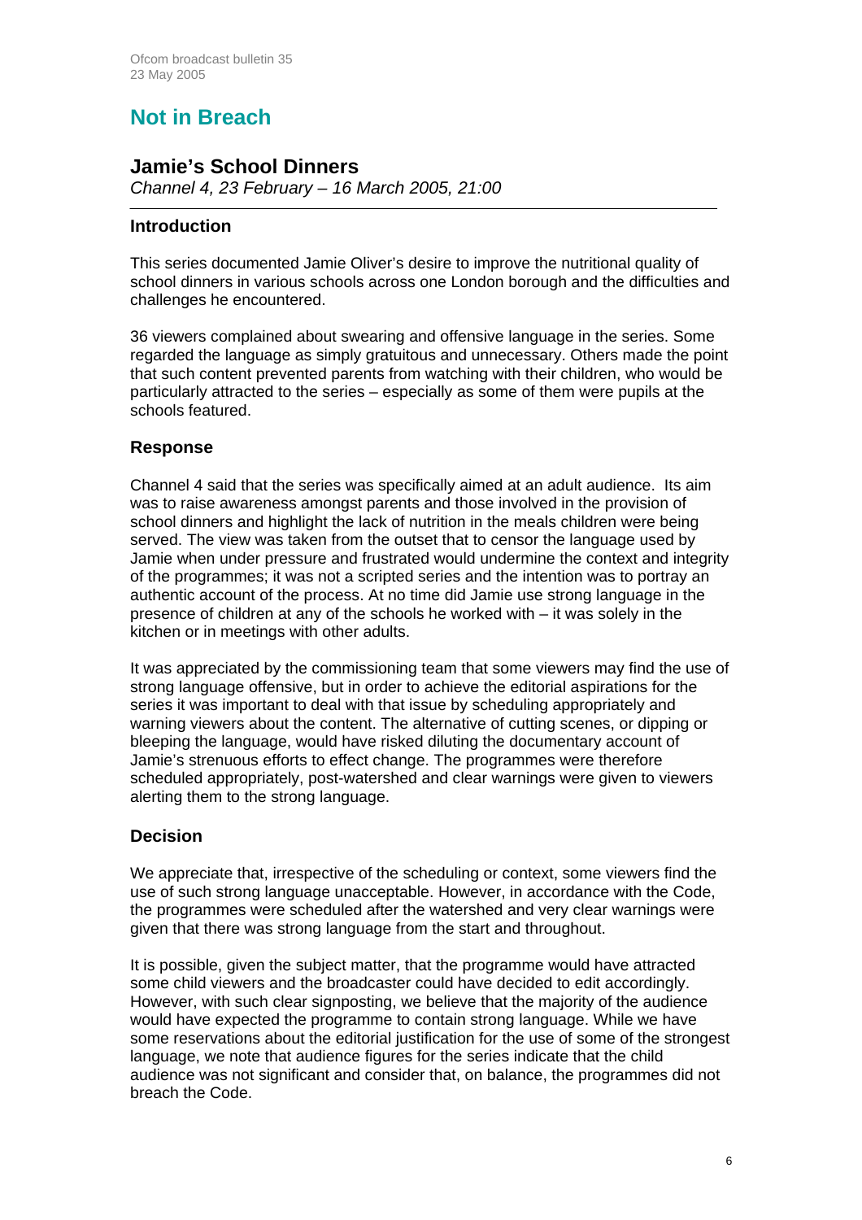# Not in Breach

## Jamie's School Dinners

*Channel 4, 23 February – 16 March 2005, 21:00*

---

### Introduction

This series documented Jamie Oliver's desire to improve the nutritional quality of school dinners in various schools across one London borough and the difficulties and challenges he encountered.

36 viewers complained about swearing and offensive language in the series. Some regarded the language as simply gratuitous and unnecessary. Others made the point that such content prevented parents from watching with their children, who would be particularly attracted to the series – especially as some of them were pupils at the schools featured.

### Response

Channel 4 said that the series was specifically aimed at an adult audience. Its aim was to raise awareness amongst parents and those involved in the provision of school dinners and highlight the lack of nutrition in the meals children were being served. The view was taken from the outset that to censor the language used by Jamie when under pressure and frustrated would undermine the context and integrity of the programmes; it was not a scripted series and the intention was to portray an authentic account of the process. At no time did Jamie use strong language in the presence of children at any of the schools he worked with – it was solely in the kitchen or in meetings with other adults.

It was appreciated by the commissioning team that some viewers may find the use of strong language offensive, but in order to achieve the editorial aspirations for the series it was important to deal with that issue by scheduling appropriately and warning viewers about the content. The alternative of cutting scenes, or dipping or bleeping the language, would have risked diluting the documentary account of Jamie's strenuous efforts to effect change. The programmes were therefore scheduled appropriately, post-watershed and clear warnings were given to viewers alerting them to the strong language.

### Decision

We appreciate that, irrespective of the scheduling or context, some viewers find the use of such strong language unacceptable. However, in accordance with the Code, the programmes were scheduled after the watershed and very clear warnings were given that there was strong language from the start and throughout.

It is possible, given the subject matter, that the programme would have attracted some child viewers and the broadcaster could have decided to edit accordingly. However, with such clear signposting, we believe that the majority of the audience would have expected the programme to contain strong language. While we have some reservations about the editorial justification for the use of some of the strongest language, we note that audience figures for the series indicate that the child audience was not significant and consider that, on balance, the programmes did not breach the Code.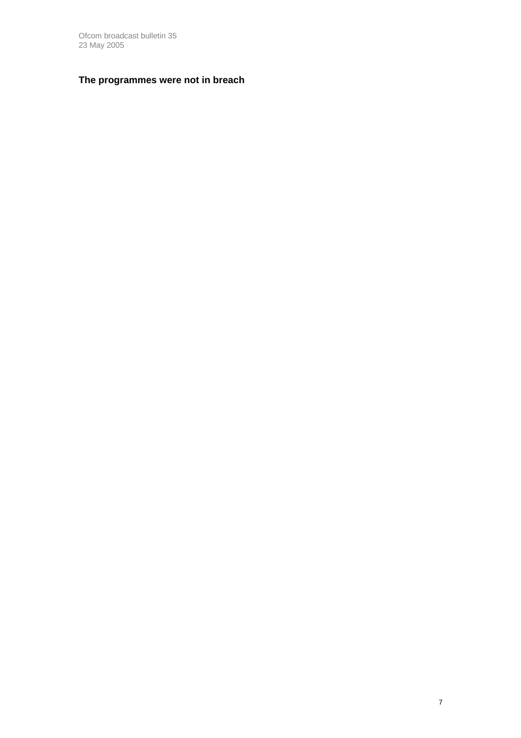**The programmes were not in breach**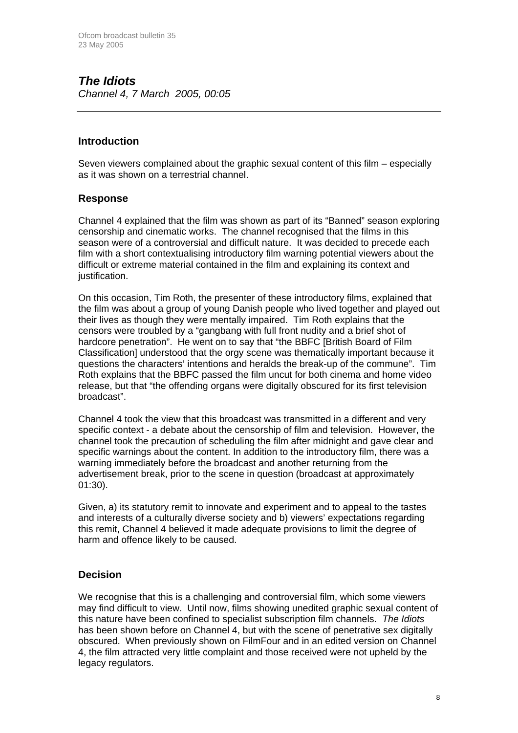## *The Idiots*

*Channel 4, 7 March 2005, 00:05*

---

### Introduction

Seven viewers complained about the graphic sexual content of this film – especially as it was shown on a terrestrial channel.

### Response

Channel 4 explained that the film was shown as part of its "Banned" season exploring censorship and cinematic works. The channel recognised that the films in this season were of a controversial and difficult nature. It was decided to precede each film with a short contextualising introductory film warning potential viewers about the difficult or extreme material contained in the film and explaining its context and justification.

On this occasion, Tim Roth, the presenter of these introductory films, explained that the film was about a group of young Danish people who lived together and played out their lives as though they were mentally impaired. Tim Roth explains that the censors were troubled by a "gangbang with full front nudity and a brief shot of hardcore penetration". He went on to say that "the BBFC [British Board of Film Classification] understood that the orgy scene was thematically important because it questions the characters' intentions and heralds the break-up of the commune". Tim Roth explains that the BBFC passed the film uncut for both cinema and home video release, but that "the offending organs were digitally obscured for its first television broadcast".

Channel 4 took the view that this broadcast was transmitted in a different and very specific context - a debate about the censorship of film and television. However, the channel took the precaution of scheduling the film after midnight and gave clear and specific warnings about the content. In addition to the introductory film, there was a warning immediately before the broadcast and another returning from the advertisement break, prior to the scene in question (broadcast at approximately 01:30).

Given, a) its statutory remit to innovate and experiment and to appeal to the tastes and interests of a culturally diverse society and b) viewers' expectations regarding this remit, Channel 4 believed it made adequate provisions to limit the degree of harm and offence likely to be caused.

### Decision

We recognise that this is a challenging and controversial film, which some viewers may find difficult to view. Until now, films showing unedited graphic sexual content of this nature have been confined to specialist subscription film channels. *The Idiots* has been shown before on Channel 4, but with the scene of penetrative sex digitally obscured. When previously shown on FilmFour and in an edited version on Channel 4, the film attracted very little complaint and those received were not upheld by the legacy regulators.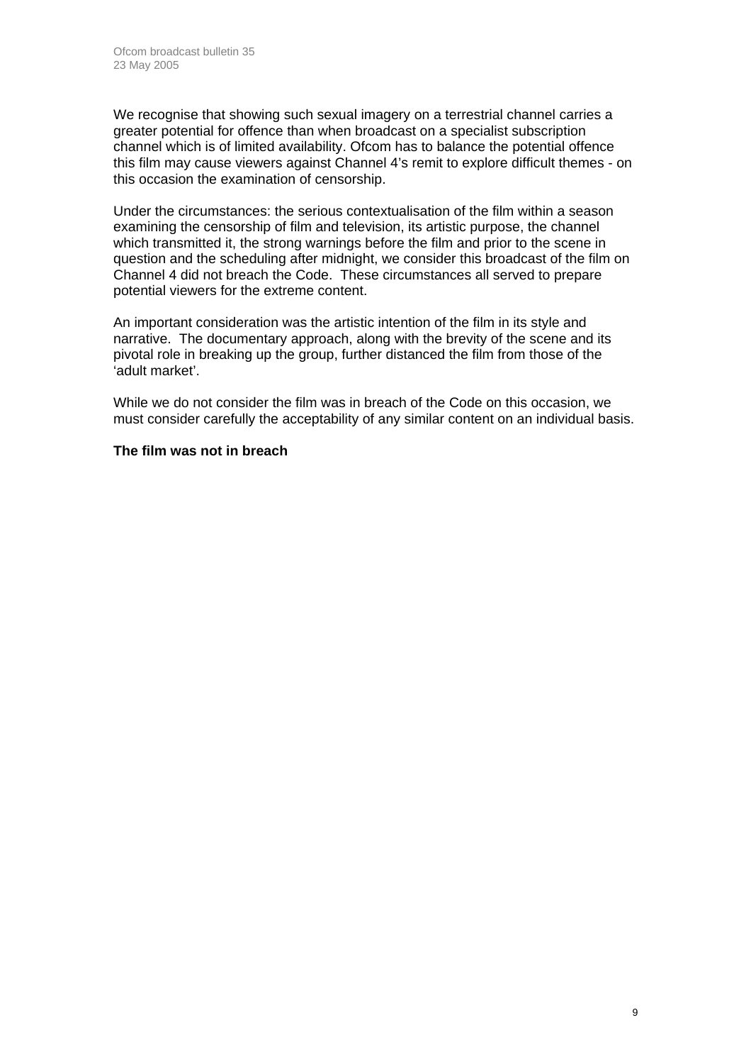We recognise that showing such sexual imagery on a terrestrial channel carries a greater potential for offence than when broadcast on a specialist subscription channel which is of limited availability. Ofcom has to balance the potential offence this film may cause viewers against Channel 4's remit to explore difficult themes - on this occasion the examination of censorship.

Under the circumstances: the serious contextualisation of the film within a season examining the censorship of film and television, its artistic purpose, the channel which transmitted it, the strong warnings before the film and prior to the scene in question and the scheduling after midnight, we consider this broadcast of the film on Channel 4 did not breach the Code. These circumstances all served to prepare potential viewers for the extreme content.

An important consideration was the artistic intention of the film in its style and narrative. The documentary approach, along with the brevity of the scene and its pivotal role in breaking up the group, further distanced the film from those of the 'adult market'.

While we do not consider the film was in breach of the Code on this occasion, we must consider carefully the acceptability of any similar content on an individual basis.

**The film was not in breach**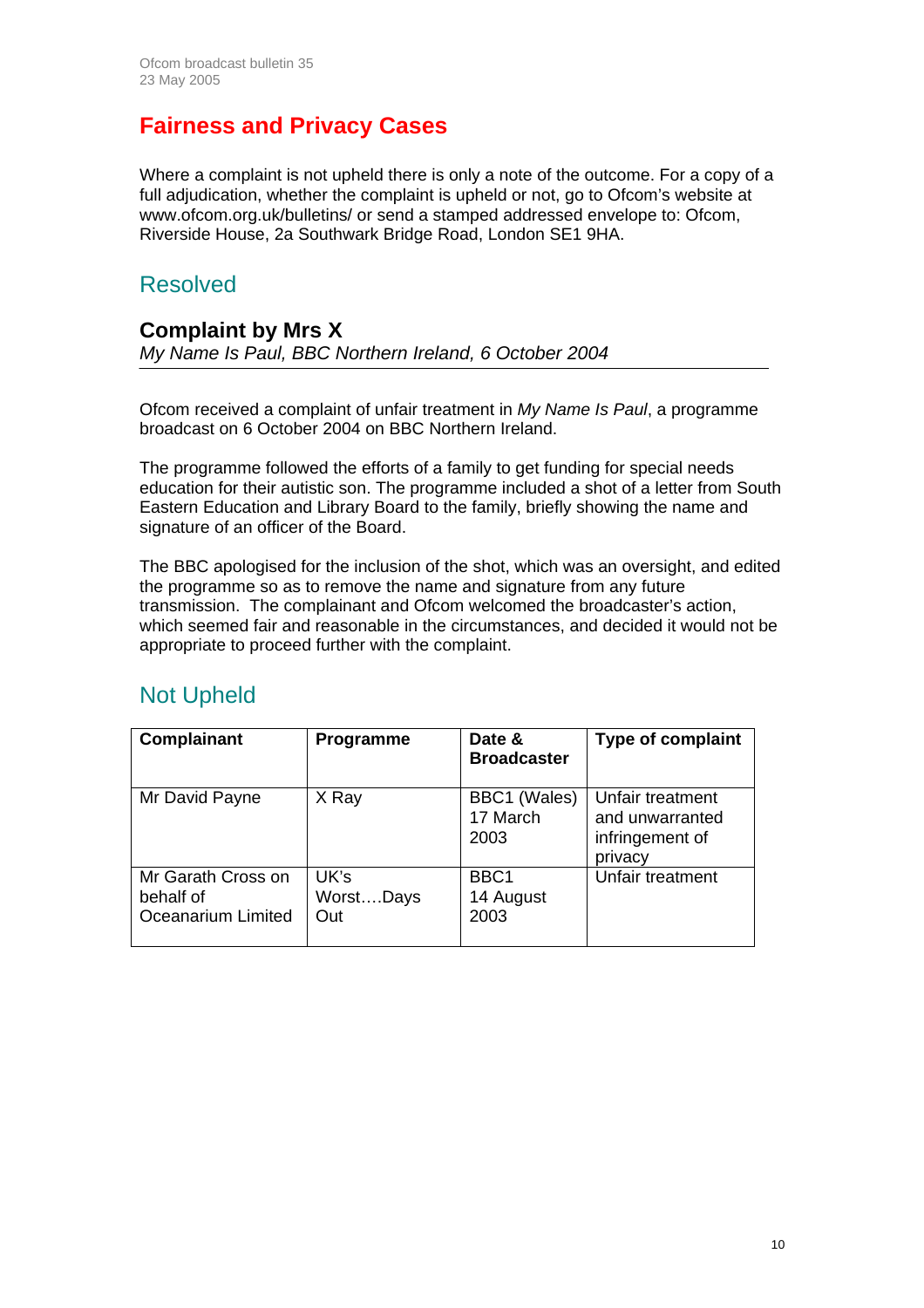# Fairness and Privacy Cases

Where a complaint is not upheld there is only a note of the outcome. For a copy of a full adjudication, whether the complaint is upheld or not, go to Ofcom's website at www.ofcom.org.uk/bulletins/ or send a stamped addressed envelope to: Ofcom, Riverside House, 2a Southwark Bridge Road, London SE1 9HA.

## Resolved

### Complaint by Mrs X

*My Name Is Paul, BBC Northern Ireland, 6 October 2004*

---

Ofcom received a complaint of unfair treatment in *My Name Is Paul*, a programme broadcast on 6 October 2004 on BBC Northern Ireland.

The programme followed the efforts of a family to get funding for special needs education for their autistic son. The programme included a shot of a letter from South Eastern Education and Library Board to the family, briefly showing the name and signature of an officer of the Board.

The BBC apologised for the inclusion of the shot, which was an oversight, and edited the programme so as to remove the name and signature from any future transmission. The complainant and Ofcom welcomed the broadcaster's action, which seemed fair and reasonable in the circumstances, and decided it would not be appropriate to proceed further with the complaint.

## Not Upheld

| Complainant | Programme | Date & Broadcaster | Type of complaint |
|---|---|---|---|
| Mr David Payne | X Ray | BBC1 (Wales) 17 March 2003 | Unfair treatment and unwarranted infringement of privacy |
| Mr Garath Cross on behalf of Oceanarium Limited | UK's Worst….Days Out | BBC1 14 August 2003 | Unfair treatment |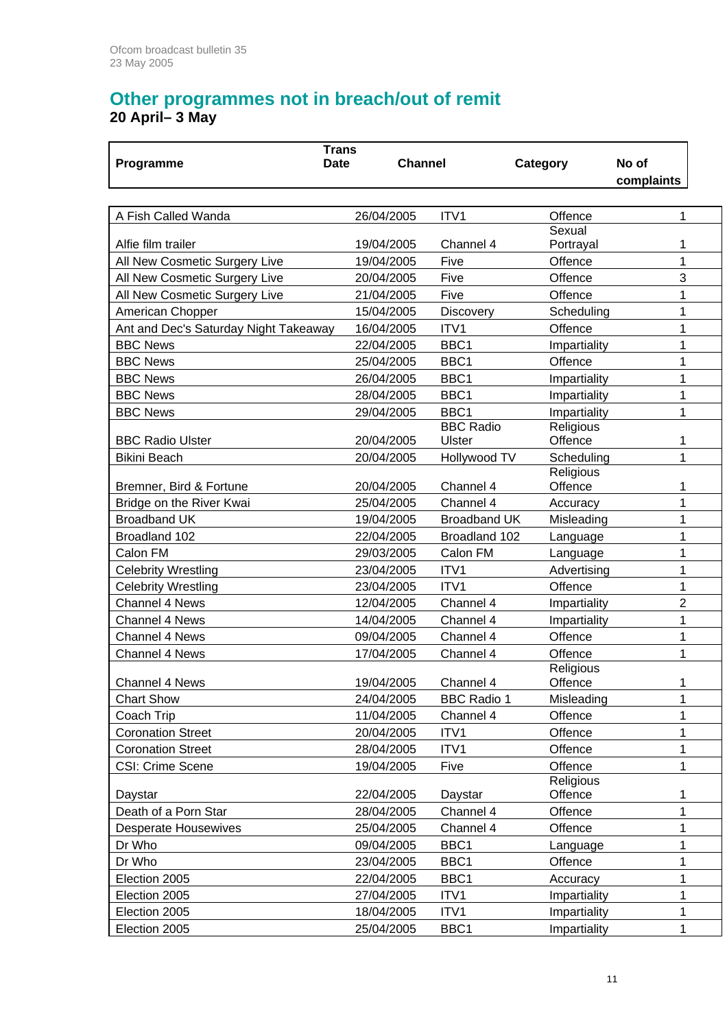## Other programmes not in breach/out of remit

**20 April– 3 May**

| Programme | Trans Date | Channel | Category | No of complaints |
|---|---|---|---|---|
| A Fish Called Wanda | 26/04/2005 | ITV1 | Offence | 1 |
| Alfie film trailer | 19/04/2005 | Channel 4 | Sexual Portrayal | 1 |
| All New Cosmetic Surgery Live | 19/04/2005 | Five | Offence | 1 |
| All New Cosmetic Surgery Live | 20/04/2005 | Five | Offence | 3 |
| All New Cosmetic Surgery Live | 21/04/2005 | Five | Offence | 1 |
| American Chopper | 15/04/2005 | Discovery | Scheduling | 1 |
| Ant and Dec's Saturday Night Takeaway | 16/04/2005 | ITV1 | Offence | 1 |
| BBC News | 22/04/2005 | BBC1 | Impartiality | 1 |
| BBC News | 25/04/2005 | BBC1 | Offence | 1 |
| BBC News | 26/04/2005 | BBC1 | Impartiality | 1 |
| BBC News | 28/04/2005 | BBC1 | Impartiality | 1 |
| BBC News | 29/04/2005 | BBC1 | Impartiality | 1 |
| BBC Radio Ulster | 20/04/2005 | BBC Radio Ulster | Religious Offence | 1 |
| Bikini Beach | 20/04/2005 | Hollywood TV | Scheduling | 1 |
| Bremner, Bird & Fortune | 20/04/2005 | Channel 4 | Religious Offence | 1 |
| Bridge on the River Kwai | 25/04/2005 | Channel 4 | Accuracy | 1 |
| Broadband UK | 19/04/2005 | Broadband UK | Misleading | 1 |
| Broadland 102 | 22/04/2005 | Broadland 102 | Language | 1 |
| Calon FM | 29/03/2005 | Calon FM | Language | 1 |
| Celebrity Wrestling | 23/04/2005 | ITV1 | Advertising | 1 |
| Celebrity Wrestling | 23/04/2005 | ITV1 | Offence | 1 |
| Channel 4 News | 12/04/2005 | Channel 4 | Impartiality | 2 |
| Channel 4 News | 14/04/2005 | Channel 4 | Impartiality | 1 |
| Channel 4 News | 09/04/2005 | Channel 4 | Offence | 1 |
| Channel 4 News | 17/04/2005 | Channel 4 | Offence | 1 |
| Channel 4 News | 19/04/2005 | Channel 4 | Religious Offence | 1 |
| Chart Show | 24/04/2005 | BBC Radio 1 | Misleading | 1 |
| Coach Trip | 11/04/2005 | Channel 4 | Offence | 1 |
| Coronation Street | 20/04/2005 | ITV1 | Offence | 1 |
| Coronation Street | 28/04/2005 | ITV1 | Offence | 1 |
| CSI: Crime Scene | 19/04/2005 | Five | Offence | 1 |
| Daystar | 22/04/2005 | Daystar | Religious Offence | 1 |
| Death of a Porn Star | 28/04/2005 | Channel 4 | Offence | 1 |
| Desperate Housewives | 25/04/2005 | Channel 4 | Offence | 1 |
| Dr Who | 09/04/2005 | BBC1 | Language | 1 |
| Dr Who | 23/04/2005 | BBC1 | Offence | 1 |
| Election 2005 | 22/04/2005 | BBC1 | Accuracy | 1 |
| Election 2005 | 27/04/2005 | ITV1 | Impartiality | 1 |
| Election 2005 | 18/04/2005 | ITV1 | Impartiality | 1 |
| Election 2005 | 25/04/2005 | BBC1 | Impartiality | 1 |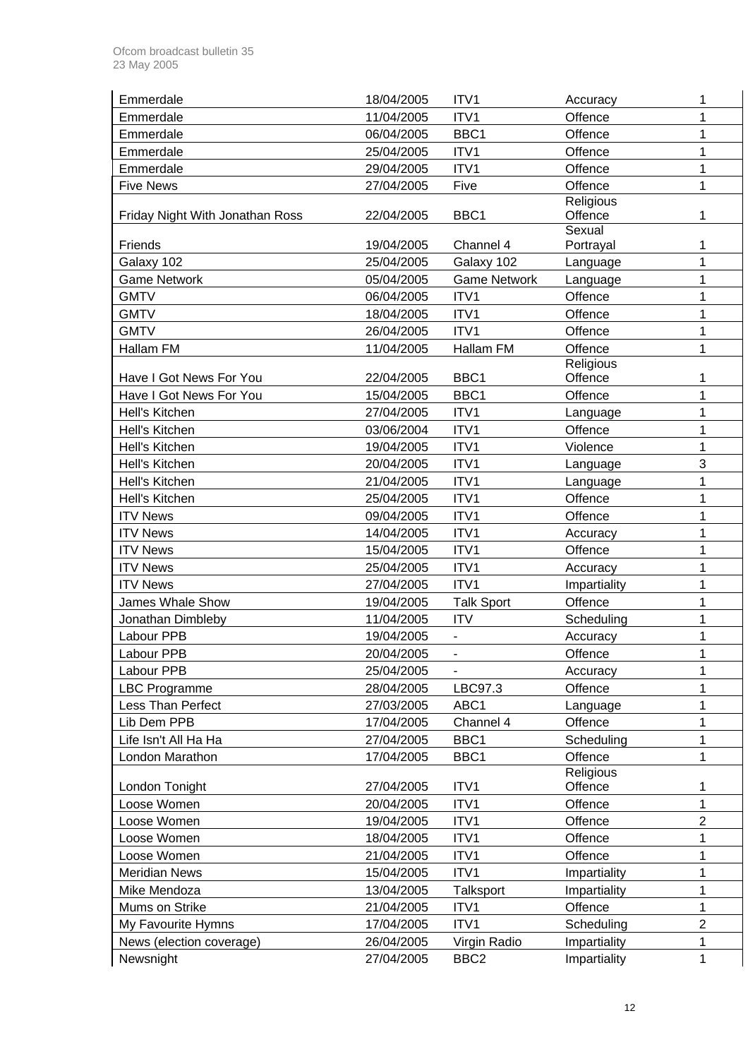| Emmerdale | 18/04/2005 | ITV1 | Accuracy | 1 |
|---|---|---|---|---|
| Emmerdale | 11/04/2005 | ITV1 | Offence | 1 |
| Emmerdale | 06/04/2005 | BBC1 | Offence | 1 |
| Emmerdale | 25/04/2005 | ITV1 | Offence | 1 |
| Emmerdale | 29/04/2005 | ITV1 | Offence | 1 |
| Five News | 27/04/2005 | Five | Offence | 1 |
| Friday Night With Jonathan Ross | 22/04/2005 | BBC1 | Religious Offence | 1 |
| Friends | 19/04/2005 | Channel 4 | Sexual Portrayal | 1 |
| Galaxy 102 | 25/04/2005 | Galaxy 102 | Language | 1 |
| Game Network | 05/04/2005 | Game Network | Language | 1 |
| GMTV | 06/04/2005 | ITV1 | Offence | 1 |
| GMTV | 18/04/2005 | ITV1 | Offence | 1 |
| GMTV | 26/04/2005 | ITV1 | Offence | 1 |
| Hallam FM | 11/04/2005 | Hallam FM | Offence | 1 |
| Have I Got News For You | 22/04/2005 | BBC1 | Religious Offence | 1 |
| Have I Got News For You | 15/04/2005 | BBC1 | Offence | 1 |
| Hell's Kitchen | 27/04/2005 | ITV1 | Language | 1 |
| Hell's Kitchen | 03/06/2004 | ITV1 | Offence | 1 |
| Hell's Kitchen | 19/04/2005 | ITV1 | Violence | 1 |
| Hell's Kitchen | 20/04/2005 | ITV1 | Language | 3 |
| Hell's Kitchen | 21/04/2005 | ITV1 | Language | 1 |
| Hell's Kitchen | 25/04/2005 | ITV1 | Offence | 1 |
| ITV News | 09/04/2005 | ITV1 | Offence | 1 |
| ITV News | 14/04/2005 | ITV1 | Accuracy | 1 |
| ITV News | 15/04/2005 | ITV1 | Offence | 1 |
| ITV News | 25/04/2005 | ITV1 | Accuracy | 1 |
| ITV News | 27/04/2005 | ITV1 | Impartiality | 1 |
| James Whale Show | 19/04/2005 | Talk Sport | Offence | 1 |
| Jonathan Dimbleby | 11/04/2005 | ITV | Scheduling | 1 |
| Labour PPB | 19/04/2005 | - | Accuracy | 1 |
| Labour PPB | 20/04/2005 | - | Offence | 1 |
| Labour PPB | 25/04/2005 | - | Accuracy | 1 |
| LBC Programme | 28/04/2005 | LBC97.3 | Offence | 1 |
| Less Than Perfect | 27/03/2005 | ABC1 | Language | 1 |
| Lib Dem PPB | 17/04/2005 | Channel 4 | Offence | 1 |
| Life Isn't All Ha Ha | 27/04/2005 | BBC1 | Scheduling | 1 |
| London Marathon | 17/04/2005 | BBC1 | Offence | 1 |
| London Tonight | 27/04/2005 | ITV1 | Religious Offence | 1 |
| Loose Women | 20/04/2005 | ITV1 | Offence | 1 |
| Loose Women | 19/04/2005 | ITV1 | Offence | 2 |
| Loose Women | 18/04/2005 | ITV1 | Offence | 1 |
| Loose Women | 21/04/2005 | ITV1 | Offence | 1 |
| Meridian News | 15/04/2005 | ITV1 | Impartiality | 1 |
| Mike Mendoza | 13/04/2005 | Talksport | Impartiality | 1 |
| Mums on Strike | 21/04/2005 | ITV1 | Offence | 1 |
| My Favourite Hymns | 17/04/2005 | ITV1 | Scheduling | 2 |
| News (election coverage) | 26/04/2005 | Virgin Radio | Impartiality | 1 |
| Newsnight | 27/04/2005 | BBC2 | Impartiality | 1 |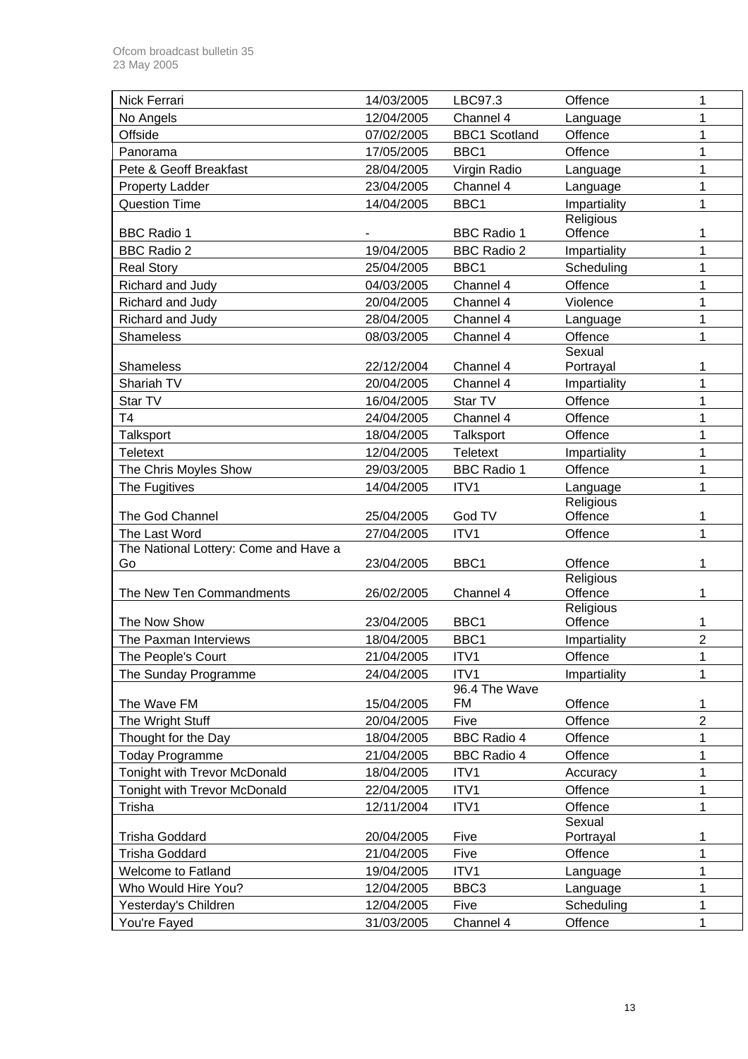| | | | | |
|---|---|---|---|---|
| Nick Ferrari | 14/03/2005 | LBC97.3 | Offence | 1 |
| No Angels | 12/04/2005 | Channel 4 | Language | 1 |
| Offside | 07/02/2005 | BBC1 Scotland | Offence | 1 |
| Panorama | 17/05/2005 | BBC1 | Offence | 1 |
| Pete & Geoff Breakfast | 28/04/2005 | Virgin Radio | Language | 1 |
| Property Ladder | 23/04/2005 | Channel 4 | Language | 1 |
| Question Time | 14/04/2005 | BBC1 | Impartiality | 1 |
| BBC Radio 1 | - | BBC Radio 1 | Religious Offence | 1 |
| BBC Radio 2 | 19/04/2005 | BBC Radio 2 | Impartiality | 1 |
| Real Story | 25/04/2005 | BBC1 | Scheduling | 1 |
| Richard and Judy | 04/03/2005 | Channel 4 | Offence | 1 |
| Richard and Judy | 20/04/2005 | Channel 4 | Violence | 1 |
| Richard and Judy | 28/04/2005 | Channel 4 | Language | 1 |
| Shameless | 08/03/2005 | Channel 4 | Offence | 1 |
| Shameless | 22/12/2004 | Channel 4 | Sexual Portrayal | 1 |
| Shariah TV | 20/04/2005 | Channel 4 | Impartiality | 1 |
| Star TV | 16/04/2005 | Star TV | Offence | 1 |
| T4 | 24/04/2005 | Channel 4 | Offence | 1 |
| Talksport | 18/04/2005 | Talksport | Offence | 1 |
| Teletext | 12/04/2005 | Teletext | Impartiality | 1 |
| The Chris Moyles Show | 29/03/2005 | BBC Radio 1 | Offence | 1 |
| The Fugitives | 14/04/2005 | ITV1 | Language | 1 |
| The God Channel | 25/04/2005 | God TV | Religious Offence | 1 |
| The Last Word | 27/04/2005 | ITV1 | Offence | 1 |
| The National Lottery: Come and Have a Go | 23/04/2005 | BBC1 | Offence | 1 |
| The New Ten Commandments | 26/02/2005 | Channel 4 | Religious Offence | 1 |
| The Now Show | 23/04/2005 | BBC1 | Religious Offence | 1 |
| The Paxman Interviews | 18/04/2005 | BBC1 | Impartiality | 2 |
| The People's Court | 21/04/2005 | ITV1 | Offence | 1 |
| The Sunday Programme | 24/04/2005 | ITV1 | Impartiality | 1 |
| The Wave FM | 15/04/2005 | 96.4 The Wave FM | Offence | 1 |
| The Wright Stuff | 20/04/2005 | Five | Offence | 2 |
| Thought for the Day | 18/04/2005 | BBC Radio 4 | Offence | 1 |
| Today Programme | 21/04/2005 | BBC Radio 4 | Offence | 1 |
| Tonight with Trevor McDonald | 18/04/2005 | ITV1 | Accuracy | 1 |
| Tonight with Trevor McDonald | 22/04/2005 | ITV1 | Offence | 1 |
| Trisha | 12/11/2004 | ITV1 | Offence | 1 |
| Trisha Goddard | 20/04/2005 | Five | Sexual Portrayal | 1 |
| Trisha Goddard | 21/04/2005 | Five | Offence | 1 |
| Welcome to Fatland | 19/04/2005 | ITV1 | Language | 1 |
| Who Would Hire You? | 12/04/2005 | BBC3 | Language | 1 |
| Yesterday's Children | 12/04/2005 | Five | Scheduling | 1 |
| You're Fayed | 31/03/2005 | Channel 4 | Offence | 1 |